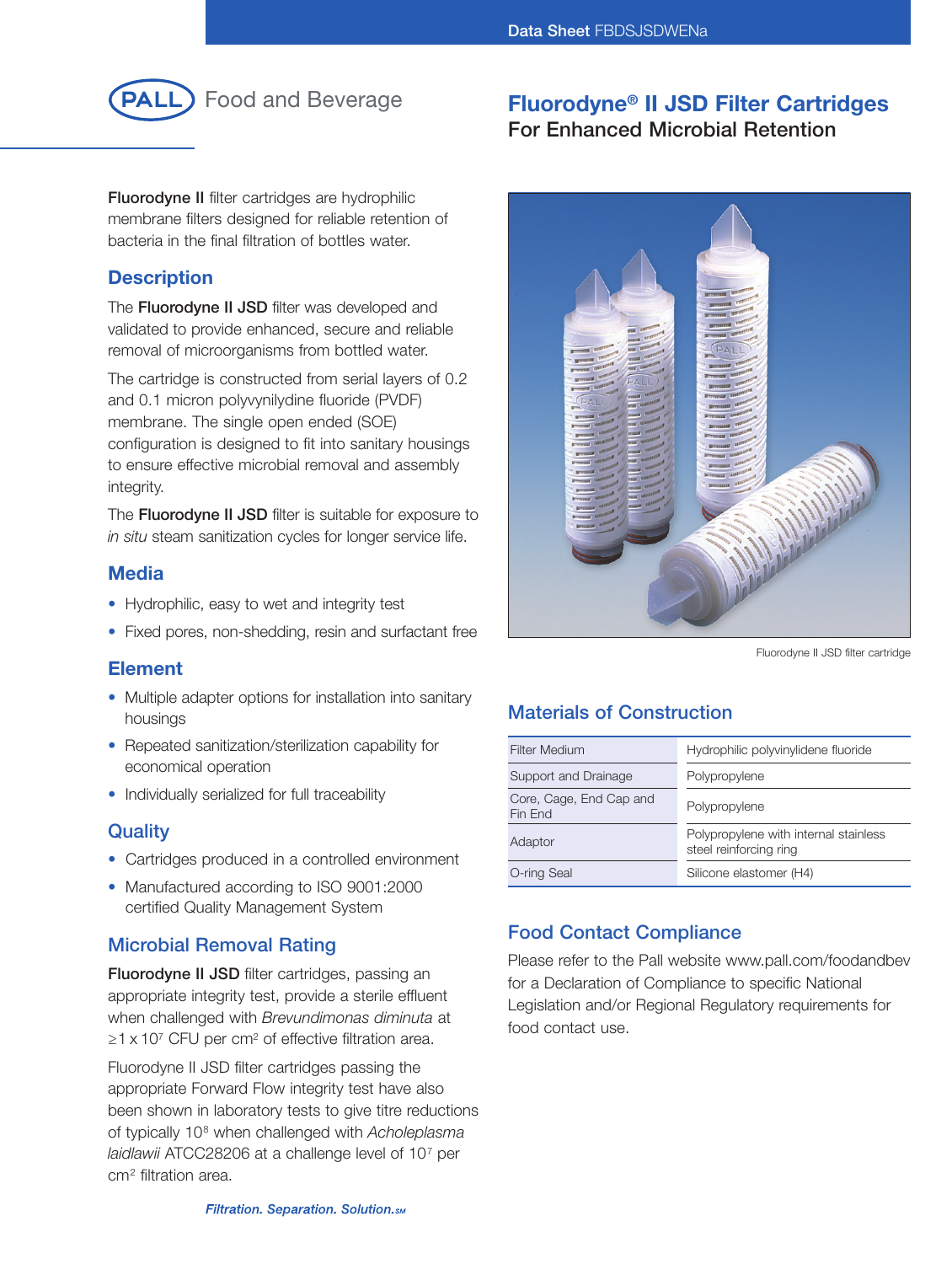Data Sheet FBDSJSDWENa

PALL Food and Beverage

# Fluorodyne® II JSD Filter Cartridges

## For Enhanced Microbial Retention

**Fluorodyne II** filter cartridges are hydrophilic membrane filters designed for reliable retention of bacteria in the final filtration of bottles water.

## Description

The **Fluorodyne II JSD** filter was developed and validated to provide enhanced, secure and reliable removal of microorganisms from bottled water.

The cartridge is constructed from serial layers of 0.2 and 0.1 micron polyvynilydine fluoride (PVDF) membrane. The single open ended (SOE) configuration is designed to fit into sanitary housings to ensure effective microbial removal and assembly integrity.

The **Fluorodyne II JSD** filter is suitable for exposure to *in situ* steam sanitization cycles for longer service life.

## Media

- Hydrophilic, easy to wet and integrity test
- Fixed pores, non-shedding, resin and surfactant free

## Element

- Multiple adapter options for installation into sanitary housings
- Repeated sanitization/sterilization capability for economical operation
- Individually serialized for full traceability

## Quality

- Cartridges produced in a controlled environment
- Manufactured according to ISO 9001:2000 certified Quality Management System

## Microbial Removal Rating

**Fluorodyne II JSD** filter cartridges, passing an appropriate integrity test, provide a sterile effluent when challenged with *Brevundimonas diminuta* at $\geq 1 \times 10^7$ CFU per cm$^2$ of effective filtration area.

Fluorodyne II JSD filter cartridges passing the appropriate Forward Flow integrity test have also been shown in laboratory tests to give titre reductions of typically $10^8$ when challenged with *Acholeplasma laidlawii* ATCC28206 at a challenge level of $10^7$ per cm$^2$ filtration area.

Fluorodyne II JSD filter cartridge

## Materials of Construction

| | |
|---|---|
| Filter Medium | Hydrophilic polyvinylidene fluoride |
| Support and Drainage | Polypropylene |
| Core, Cage, End Cap and Fin End | Polypropylene |
| Adaptor | Polypropylene with internal stainless steel reinforcing ring |
| O-ring Seal | Silicone elastomer (H4) |

## Food Contact Compliance

Please refer to the Pall website www.pall.com/foodandbev for a Declaration of Compliance to specific National Legislation and/or Regional Regulatory requirements for food contact use.

*Filtration. Separation. Solution.SM*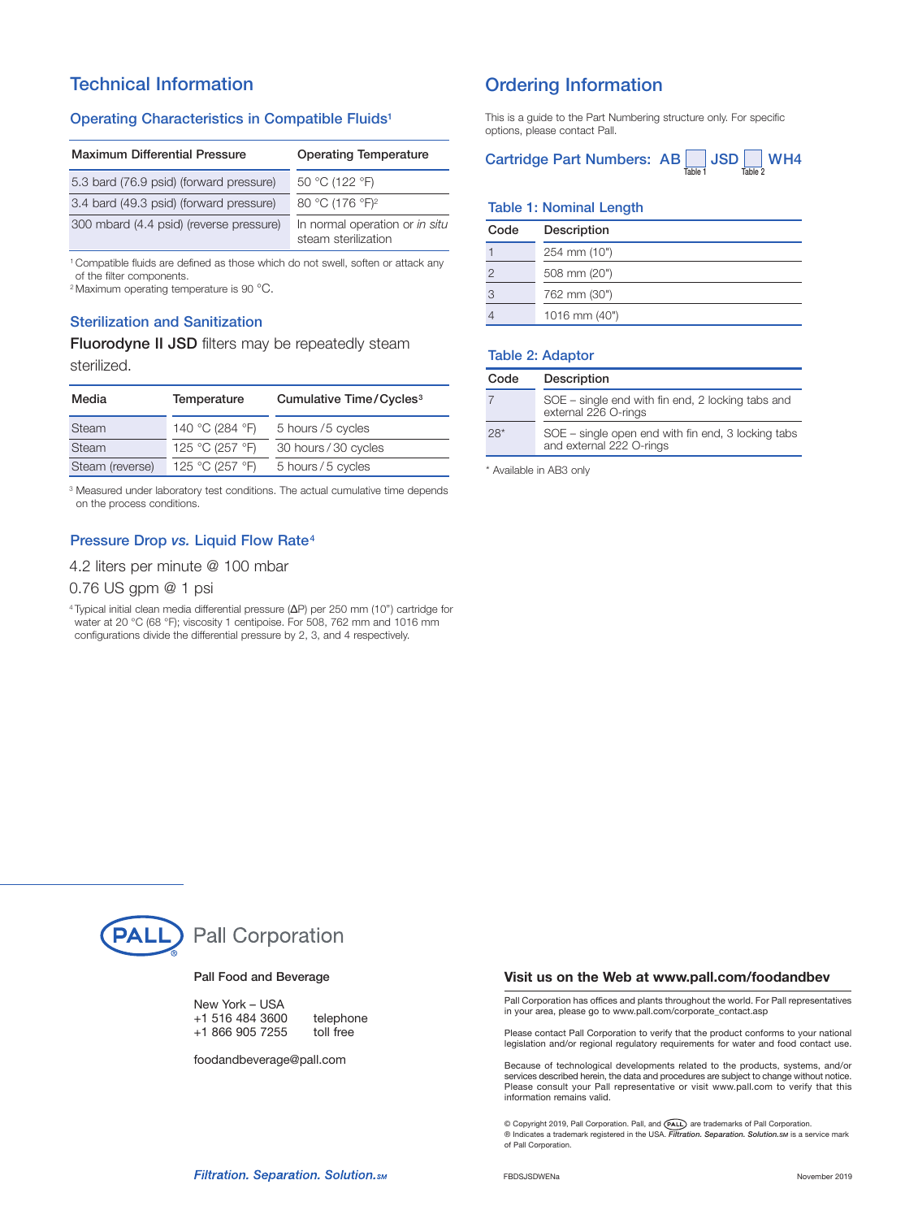## Technical Information

### Operating Characteristics in Compatible Fluids[1]

| Maximum Differential Pressure | Operating Temperature |
|---|---|
| 5.3 bard (76.9 psid) (forward pressure) | 50 °C (122 °F) |
| 3.4 bard (49.3 psid) (forward pressure) | 80 °C (176 °F)[2] |
| 300 mbard (4.4 psid) (reverse pressure) | In normal operation or *in situ* steam sterilization |

[1] Compatible fluids are defined as those which do not swell, soften or attack any of the filter components.
[2] Maximum operating temperature is 90 °C.

### Sterilization and Sanitization

**Fluorodyne II JSD** filters may be repeatedly steam sterilized.

| Media | Temperature | Cumulative Time/Cycles[3] |
|---|---|---|
| Steam | 140 °C (284 °F) | 5 hours / 5 cycles |
| Steam | 125 °C (257 °F) | 30 hours / 30 cycles |
| Steam (reverse) | 125 °C (257 °F) | 5 hours / 5 cycles |

[3] Measured under laboratory test conditions. The actual cumulative time depends on the process conditions.

### Pressure Drop *vs.* Liquid Flow Rate[4]

4.2 liters per minute @ 100 mbar

0.76 US gpm @ 1 psi

[4] Typical initial clean media differential pressure (ΔP) per 250 mm (10") cartridge for water at 20 °C (68 °F); viscosity 1 centipoise. For 508, 762 mm and 1016 mm configurations divide the differential pressure by 2, 3, and 4 respectively.

## Ordering Information

This is a guide to the Part Numbering structure only. For specific options, please contact Pall.

### Cartridge Part Numbers: AB [Table 1] JSD [Table 2] WH4

### Table 1: Nominal Length

| Code | Description |
|---|---|
| 1 | 254 mm (10") |
| 2 | 508 mm (20") |
| 3 | 762 mm (30") |
| 4 | 1016 mm (40") |

### Table 2: Adaptor

| Code | Description |
|---|---|
| 7 | SOE – single end with fin end, 2 locking tabs and external 226 O-rings |
| 28* | SOE – single open end with fin end, 3 locking tabs and external 222 O-rings |

\* Available in AB3 only

Pall Corporation

**Pall Food and Beverage**

New York – USA
+1 516 484 3600 telephone
+1 866 905 7255 toll free

foodandbeverage@pall.com

**Visit us on the Web at www.pall.com/foodandbev**

Pall Corporation has offices and plants throughout the world. For Pall representatives in your area, please go to www.pall.com/corporate_contact.asp

Please contact Pall Corporation to verify that the product conforms to your national legislation and/or regional regulatory requirements for water and food contact use.

Because of technological developments related to the products, systems, and/or services described herein, the data and procedures are subject to change without notice. Please consult your Pall representative or visit www.pall.com to verify that this information remains valid.

© Copyright 2019, Pall Corporation. Pall, and PALL are trademarks of Pall Corporation. ® Indicates a trademark registered in the USA. *Filtration. Separation. Solution.SM* is a service mark of Pall Corporation.

*Filtration. Separation. Solution.SM*

FBDSJSDWENa November 2019